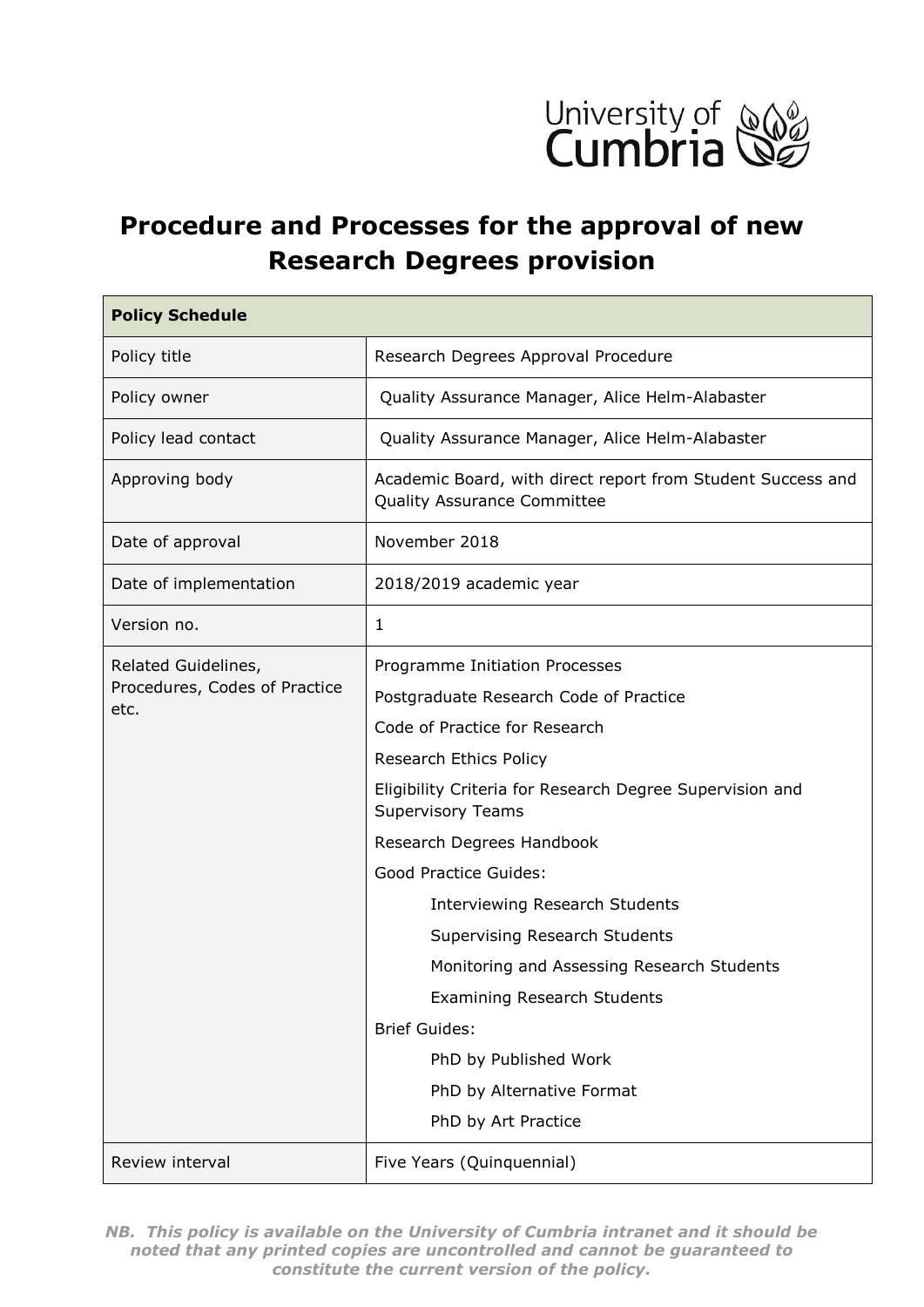University of Cumbria

# Procedure and Processes for the approval of new Research Degrees provision

| **Policy Schedule** | |
|---|---|
| Policy title | Research Degrees Approval Procedure |
| Policy owner | Quality Assurance Manager, Alice Helm-Alabaster |
| Policy lead contact | Quality Assurance Manager, Alice Helm-Alabaster |
| Approving body | Academic Board, with direct report from Student Success and Quality Assurance Committee |
| Date of approval | November 2018 |
| Date of implementation | 2018/2019 academic year |
| Version no. | 1 |
| Related Guidelines, Procedures, Codes of Practice etc. | Programme Initiation Processes<br>Postgraduate Research Code of Practice<br>Code of Practice for Research<br>Research Ethics Policy<br>Eligibility Criteria for Research Degree Supervision and Supervisory Teams<br>Research Degrees Handbook<br>Good Practice Guides:<br>Interviewing Research Students<br>Supervising Research Students<br>Monitoring and Assessing Research Students<br>Examining Research Students<br>Brief Guides:<br>PhD by Published Work<br>PhD by Alternative Format<br>PhD by Art Practice |
| Review interval | Five Years (Quinquennial) |

***NB. This policy is available on the University of Cumbria intranet and it should be noted that any printed copies are uncontrolled and cannot be guaranteed to constitute the current version of the policy.***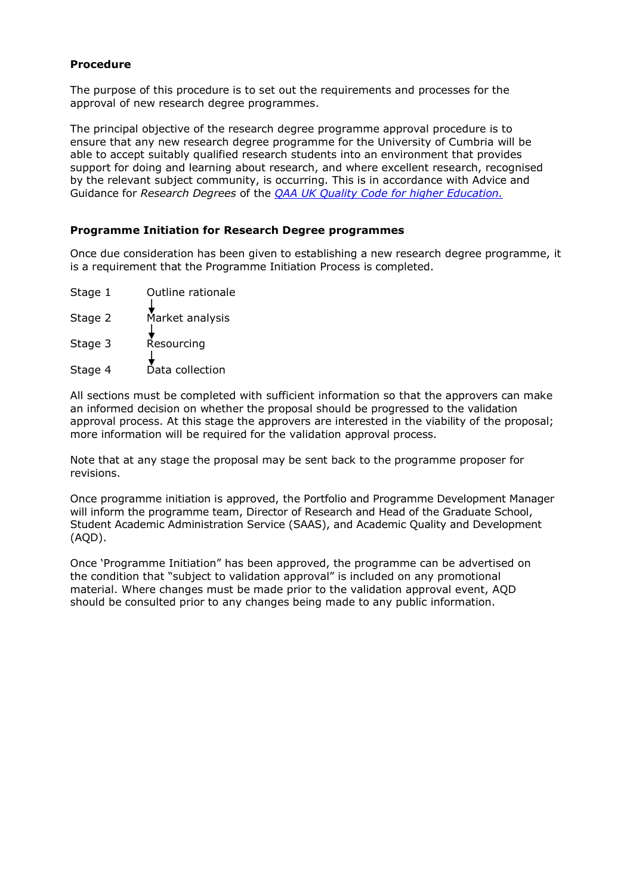**Procedure**

The purpose of this procedure is to set out the requirements and processes for the approval of new research degree programmes.

The principal objective of the research degree programme approval procedure is to ensure that any new research degree programme for the University of Cumbria will be able to accept suitably qualified research students into an environment that provides support for doing and learning about research, and where excellent research, recognised by the relevant subject community, is occurring. This is in accordance with Advice and Guidance for *Research Degrees* of the [QAA UK Quality Code for higher Education.]()

**Programme Initiation for Research Degree programmes**

Once due consideration has been given to establishing a new research degree programme, it is a requirement that the Programme Initiation Process is completed.

Stage 1 Outline rationale
↓
Stage 2 Market analysis
↓
Stage 3 Resourcing
↓
Stage 4 Data collection

All sections must be completed with sufficient information so that the approvers can make an informed decision on whether the proposal should be progressed to the validation approval process. At this stage the approvers are interested in the viability of the proposal; more information will be required for the validation approval process.

Note that at any stage the proposal may be sent back to the programme proposer for revisions.

Once programme initiation is approved, the Portfolio and Programme Development Manager will inform the programme team, Director of Research and Head of the Graduate School, Student Academic Administration Service (SAAS), and Academic Quality and Development (AQD).

Once 'Programme Initiation" has been approved, the programme can be advertised on the condition that "subject to validation approval" is included on any promotional material. Where changes must be made prior to the validation approval event, AQD should be consulted prior to any changes being made to any public information.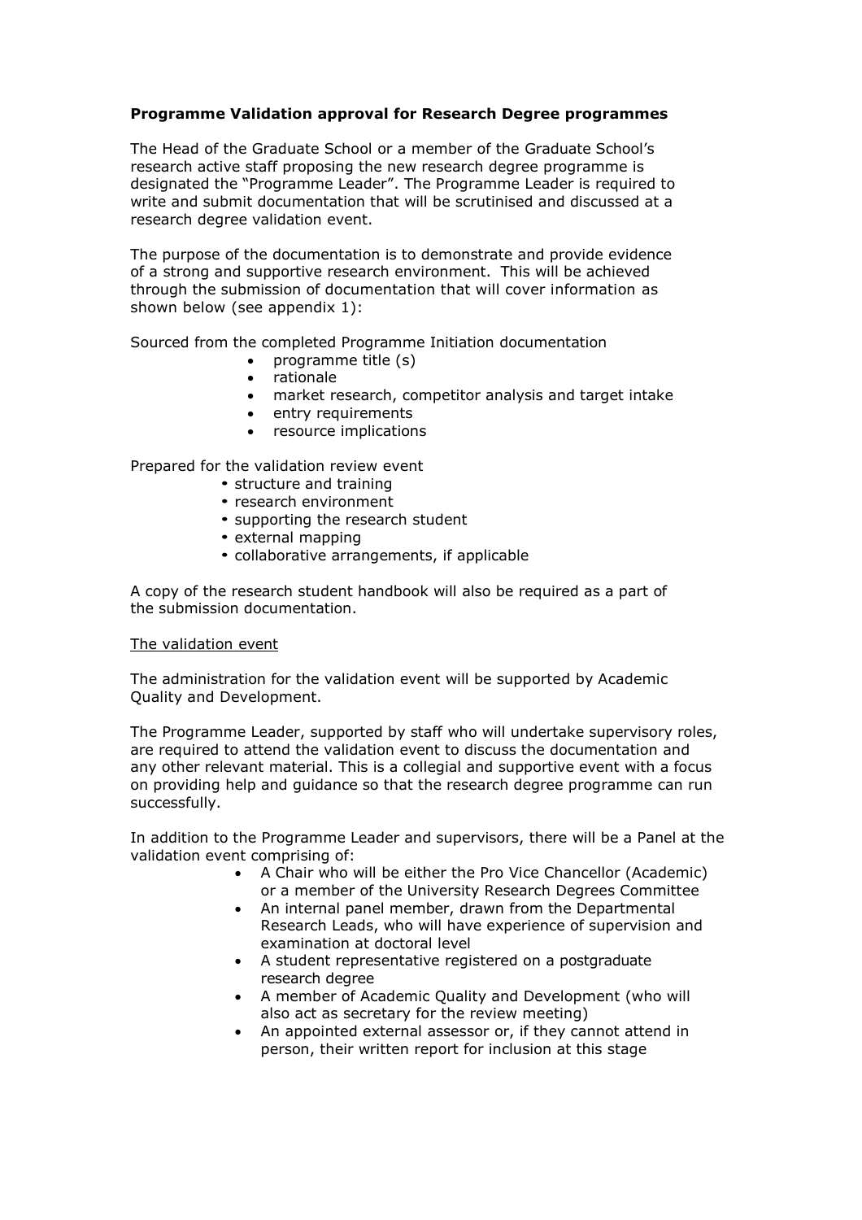**Programme Validation approval for Research Degree programmes**

The Head of the Graduate School or a member of the Graduate School's research active staff proposing the new research degree programme is designated the "Programme Leader". The Programme Leader is required to write and submit documentation that will be scrutinised and discussed at a research degree validation event.

The purpose of the documentation is to demonstrate and provide evidence of a strong and supportive research environment. This will be achieved through the submission of documentation that will cover information as shown below (see appendix 1):

Sourced from the completed Programme Initiation documentation

- programme title (s)
- rationale
- market research, competitor analysis and target intake
- entry requirements
- resource implications

Prepared for the validation review event

- structure and training
- research environment
- supporting the research student
- external mapping
- collaborative arrangements, if applicable

A copy of the research student handbook will also be required as a part of the submission documentation.

The validation event

The administration for the validation event will be supported by Academic Quality and Development.

The Programme Leader, supported by staff who will undertake supervisory roles, are required to attend the validation event to discuss the documentation and any other relevant material. This is a collegial and supportive event with a focus on providing help and guidance so that the research degree programme can run successfully.

In addition to the Programme Leader and supervisors, there will be a Panel at the validation event comprising of:

- A Chair who will be either the Pro Vice Chancellor (Academic) or a member of the University Research Degrees Committee
- An internal panel member, drawn from the Departmental Research Leads, who will have experience of supervision and examination at doctoral level
- A student representative registered on a postgraduate research degree
- A member of Academic Quality and Development (who will also act as secretary for the review meeting)
- An appointed external assessor or, if they cannot attend in person, their written report for inclusion at this stage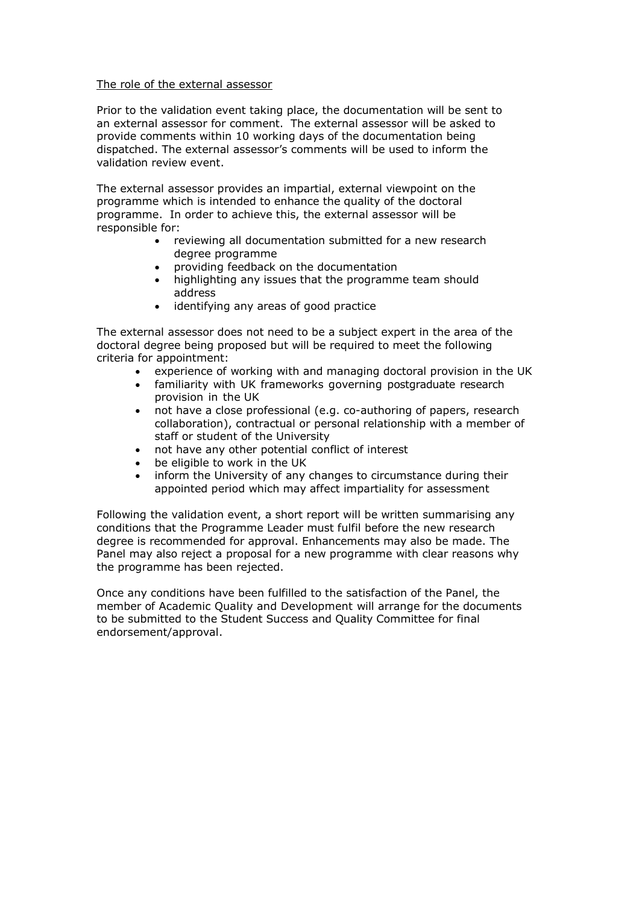The role of the external assessor

Prior to the validation event taking place, the documentation will be sent to an external assessor for comment. The external assessor will be asked to provide comments within 10 working days of the documentation being dispatched. The external assessor's comments will be used to inform the validation review event.

The external assessor provides an impartial, external viewpoint on the programme which is intended to enhance the quality of the doctoral programme. In order to achieve this, the external assessor will be responsible for:

- reviewing all documentation submitted for a new research degree programme
- providing feedback on the documentation
- highlighting any issues that the programme team should address
- identifying any areas of good practice

The external assessor does not need to be a subject expert in the area of the doctoral degree being proposed but will be required to meet the following criteria for appointment:

- experience of working with and managing doctoral provision in the UK
- familiarity with UK frameworks governing postgraduate research provision in the UK
- not have a close professional (e.g. co-authoring of papers, research collaboration), contractual or personal relationship with a member of staff or student of the University
- not have any other potential conflict of interest
- be eligible to work in the UK
- inform the University of any changes to circumstance during their appointed period which may affect impartiality for assessment

Following the validation event, a short report will be written summarising any conditions that the Programme Leader must fulfil before the new research degree is recommended for approval. Enhancements may also be made. The Panel may also reject a proposal for a new programme with clear reasons why the programme has been rejected.

Once any conditions have been fulfilled to the satisfaction of the Panel, the member of Academic Quality and Development will arrange for the documents to be submitted to the Student Success and Quality Committee for final endorsement/approval.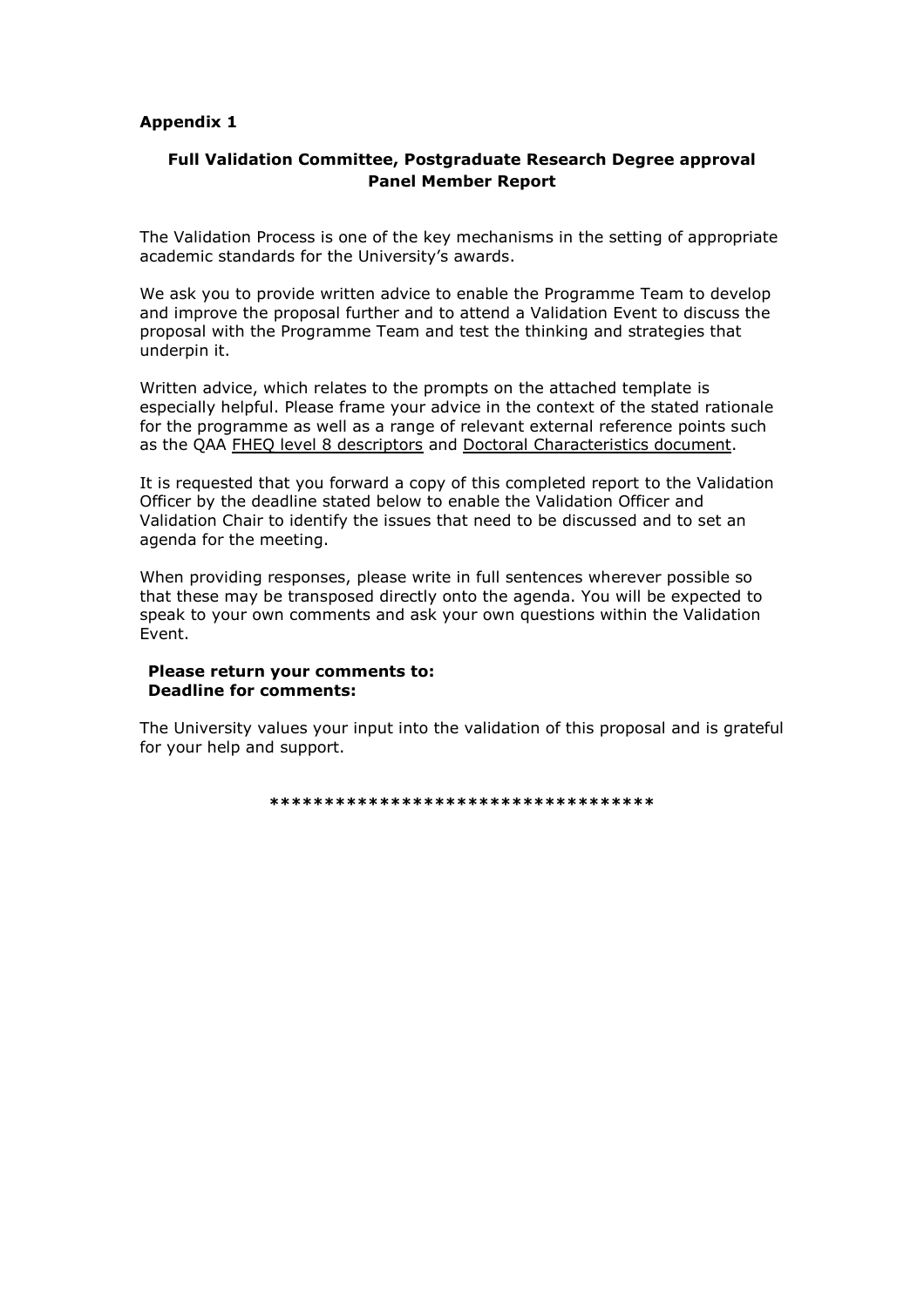**Appendix 1**

**Full Validation Committee, Postgraduate Research Degree approval Panel Member Report**

The Validation Process is one of the key mechanisms in the setting of appropriate academic standards for the University's awards.

We ask you to provide written advice to enable the Programme Team to develop and improve the proposal further and to attend a Validation Event to discuss the proposal with the Programme Team and test the thinking and strategies that underpin it.

Written advice, which relates to the prompts on the attached template is especially helpful. Please frame your advice in the context of the stated rationale for the programme as well as a range of relevant external reference points such as the QAA FHEQ level 8 descriptors and Doctoral Characteristics document.

It is requested that you forward a copy of this completed report to the Validation Officer by the deadline stated below to enable the Validation Officer and Validation Chair to identify the issues that need to be discussed and to set an agenda for the meeting.

When providing responses, please write in full sentences wherever possible so that these may be transposed directly onto the agenda. You will be expected to speak to your own comments and ask your own questions within the Validation Event.

**Please return your comments to:**
**Deadline for comments:**

The University values your input into the validation of this proposal and is grateful for your help and support.

**************************************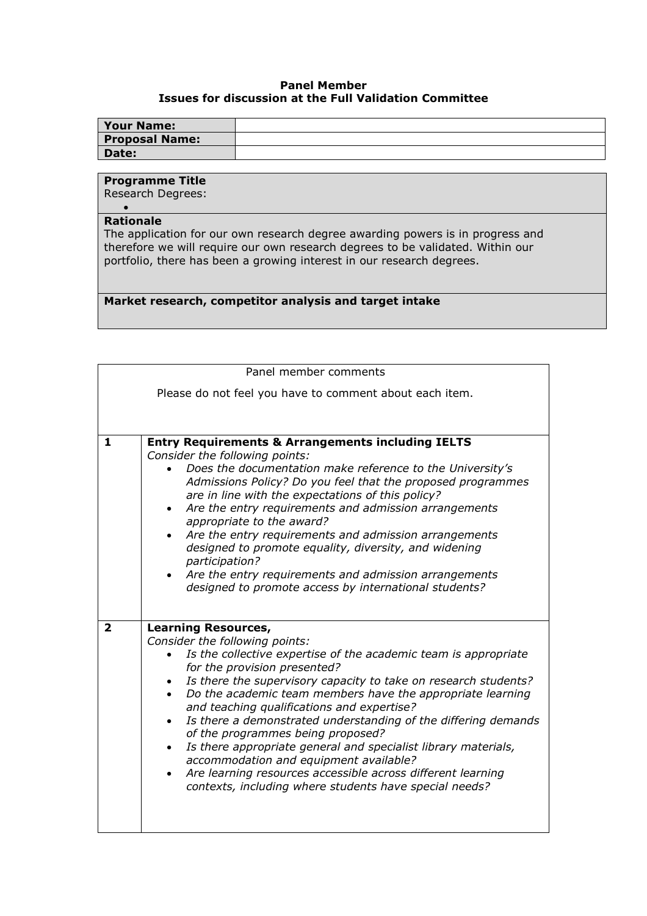**Panel Member**
**Issues for discussion at the Full Validation Committee**

| **Your Name:** | |
|---|---|
| **Proposal Name:** | |
| **Date:** | |

**Programme Title**
Research Degrees:

-

**Rationale**
The application for our own research degree awarding powers is in progress and therefore we will require our own research degrees to be validated. Within our portfolio, there has been a growing interest in our research degrees.

**Market research, competitor analysis and target intake**

| Panel member comments<br><br>Please do not feel you have to comment about each item. | |
|---|---|
| **1** | **Entry Requirements & Arrangements including IELTS**<br>*Consider the following points:*<br>• *Does the documentation make reference to the University's Admissions Policy? Do you feel that the proposed programmes are in line with the expectations of this policy?*<br>• *Are the entry requirements and admission arrangements appropriate to the award?*<br>• *Are the entry requirements and admission arrangements designed to promote equality, diversity, and widening participation?*<br>• *Are the entry requirements and admission arrangements designed to promote access by international students?* |
| **2** | **Learning Resources,**<br>*Consider the following points:*<br>• *Is the collective expertise of the academic team is appropriate for the provision presented?*<br>• *Is there the supervisory capacity to take on research students?*<br>• *Do the academic team members have the appropriate learning and teaching qualifications and expertise?*<br>• *Is there a demonstrated understanding of the differing demands of the programmes being proposed?*<br>• *Is there appropriate general and specialist library materials, accommodation and equipment available?*<br>• *Are learning resources accessible across different learning contexts, including where students have special needs?* |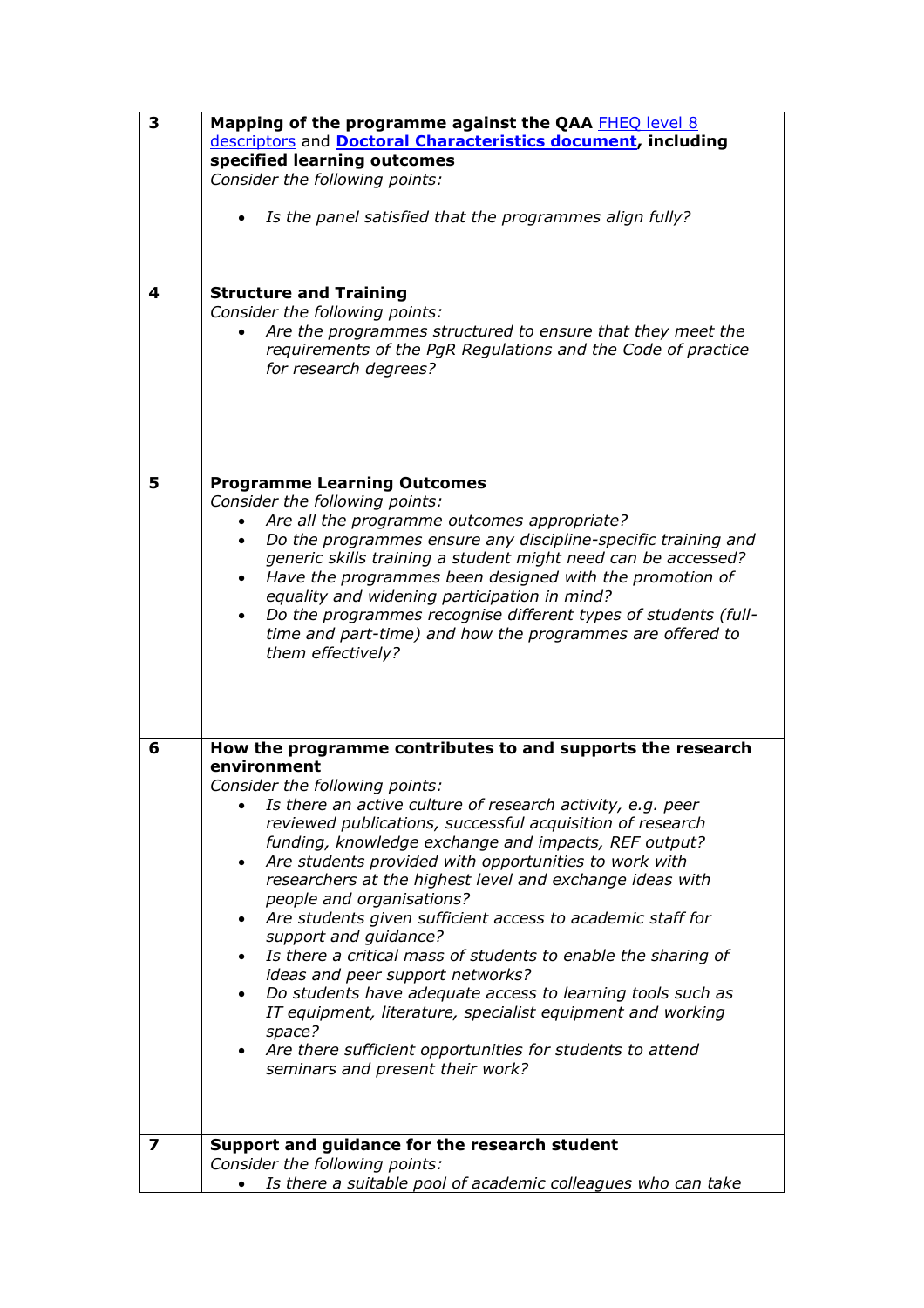| | |
|---|---|
| **3** | **Mapping of the programme against the QAA** [FHEQ level 8 descriptors]() and **[Doctoral Characteristics document](), including specified learning outcomes**<br>*Consider the following points:*<br>• *Is the panel satisfied that the programmes align fully?* |
| **4** | **Structure and Training**<br>*Consider the following points:*<br>• *Are the programmes structured to ensure that they meet the requirements of the PgR Regulations and the Code of practice for research degrees?* |
| **5** | **Programme Learning Outcomes**<br>*Consider the following points:*<br>• *Are all the programme outcomes appropriate?*<br>• *Do the programmes ensure any discipline-specific training and generic skills training a student might need can be accessed?*<br>• *Have the programmes been designed with the promotion of equality and widening participation in mind?*<br>• *Do the programmes recognise different types of students (full-time and part-time) and how the programmes are offered to them effectively?* |
| **6** | **How the programme contributes to and supports the research environment**<br>*Consider the following points:*<br>• *Is there an active culture of research activity, e.g. peer reviewed publications, successful acquisition of research funding, knowledge exchange and impacts, REF output?*<br>• *Are students provided with opportunities to work with researchers at the highest level and exchange ideas with people and organisations?*<br>• *Are students given sufficient access to academic staff for support and guidance?*<br>• *Is there a critical mass of students to enable the sharing of ideas and peer support networks?*<br>• *Do students have adequate access to learning tools such as IT equipment, literature, specialist equipment and working space?*<br>• *Are there sufficient opportunities for students to attend seminars and present their work?* |
| **7** | **Support and guidance for the research student**<br>*Consider the following points:*<br>• *Is there a suitable pool of academic colleagues who can take* |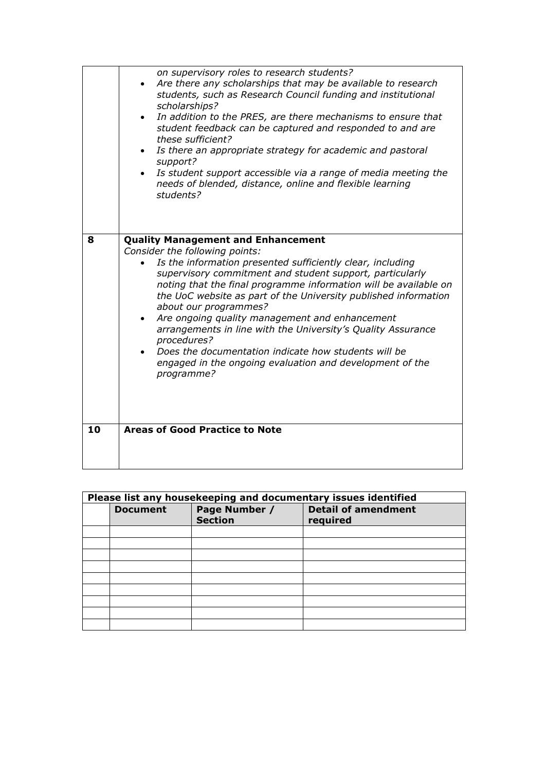| | |
|---|---|
| | *on supervisory roles to research students?*<br>• *Are there any scholarships that may be available to research students, such as Research Council funding and institutional scholarships?*<br>• *In addition to the PRES, are there mechanisms to ensure that student feedback can be captured and responded to and are these sufficient?*<br>• *Is there an appropriate strategy for academic and pastoral support?*<br>• *Is student support accessible via a range of media meeting the needs of blended, distance, online and flexible learning students?* |
| **8** | **Quality Management and Enhancement**<br>*Consider the following points:*<br>• *Is the information presented sufficiently clear, including supervisory commitment and student support, particularly noting that the final programme information will be available on the UoC website as part of the University published information about our programmes?*<br>• *Are ongoing quality management and enhancement arrangements in line with the University's Quality Assurance procedures?*<br>• *Does the documentation indicate how students will be engaged in the ongoing evaluation and development of the programme?* |
| **10** | **Areas of Good Practice to Note** |

**Please list any housekeeping and documentary issues identified**

| | Document | Page Number / Section | Detail of amendment required |
|---|---|---|---|
| | | | |
| | | | |
| | | | |
| | | | |
| | | | |
| | | | |
| | | | |
| | | | |
| | | | |